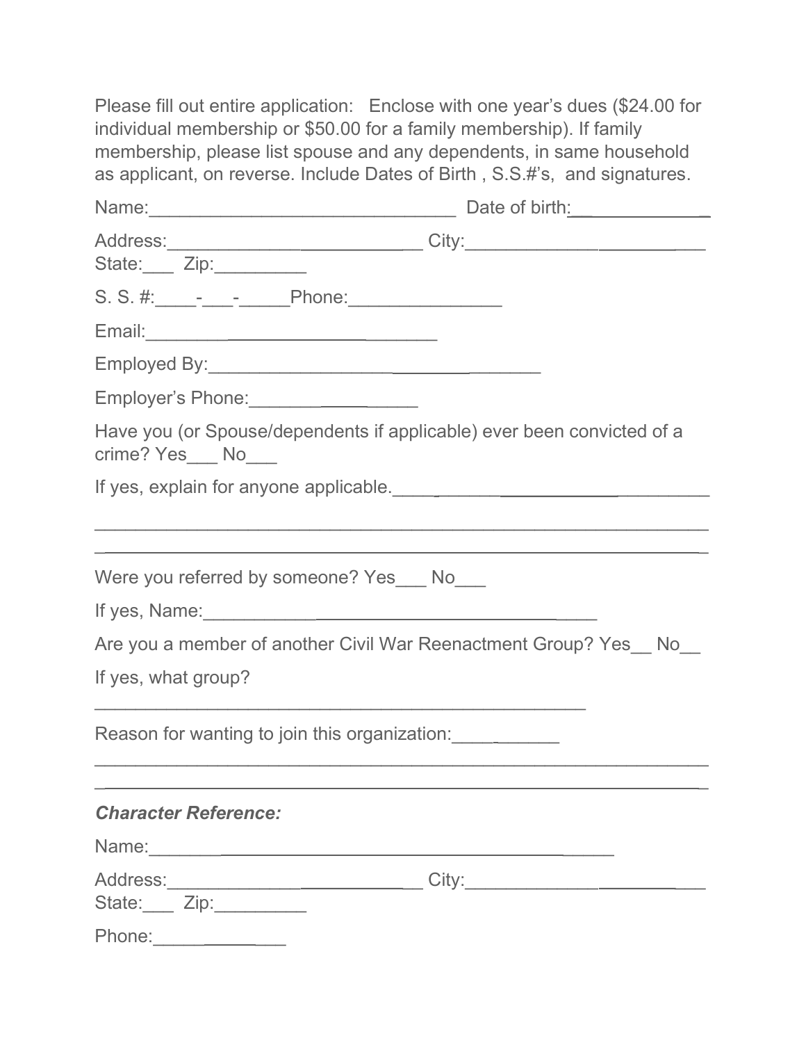Please fill out entire application: Enclose with one year's dues ($24.00 for individual membership or $50.00 for a family membership). If family membership, please list spouse and any dependents, in same household as applicant, on reverse. Include Dates of Birth , S.S.#'s, and signatures.

Name:______________________________ Date of birth:_____________

Address:_________________________ City:________________________
State:___ Zip:_________

S. S. #:____-___-_____Phone:_______________

Email:____________________________

Employed By:_____________________________

Employer's Phone:_______________

Have you (or Spouse/dependents if applicable) ever been convicted of a crime? Yes___ No___

If yes, explain for anyone applicable.______________________________

______________________________________________________________

______________________________________________________________

Were you referred by someone? Yes___ No___

If yes, Name:_____________________________________

Are you a member of another Civil War Reenactment Group? Yes__ No__

If yes, what group?

________________________________________________

Reason for wanting to join this organization:___________

______________________________________________________________

______________________________________________________________

***Character Reference:***

Name:____________________________________________

Address:_________________________ City:________________________
State:___ Zip:_________

Phone:_____________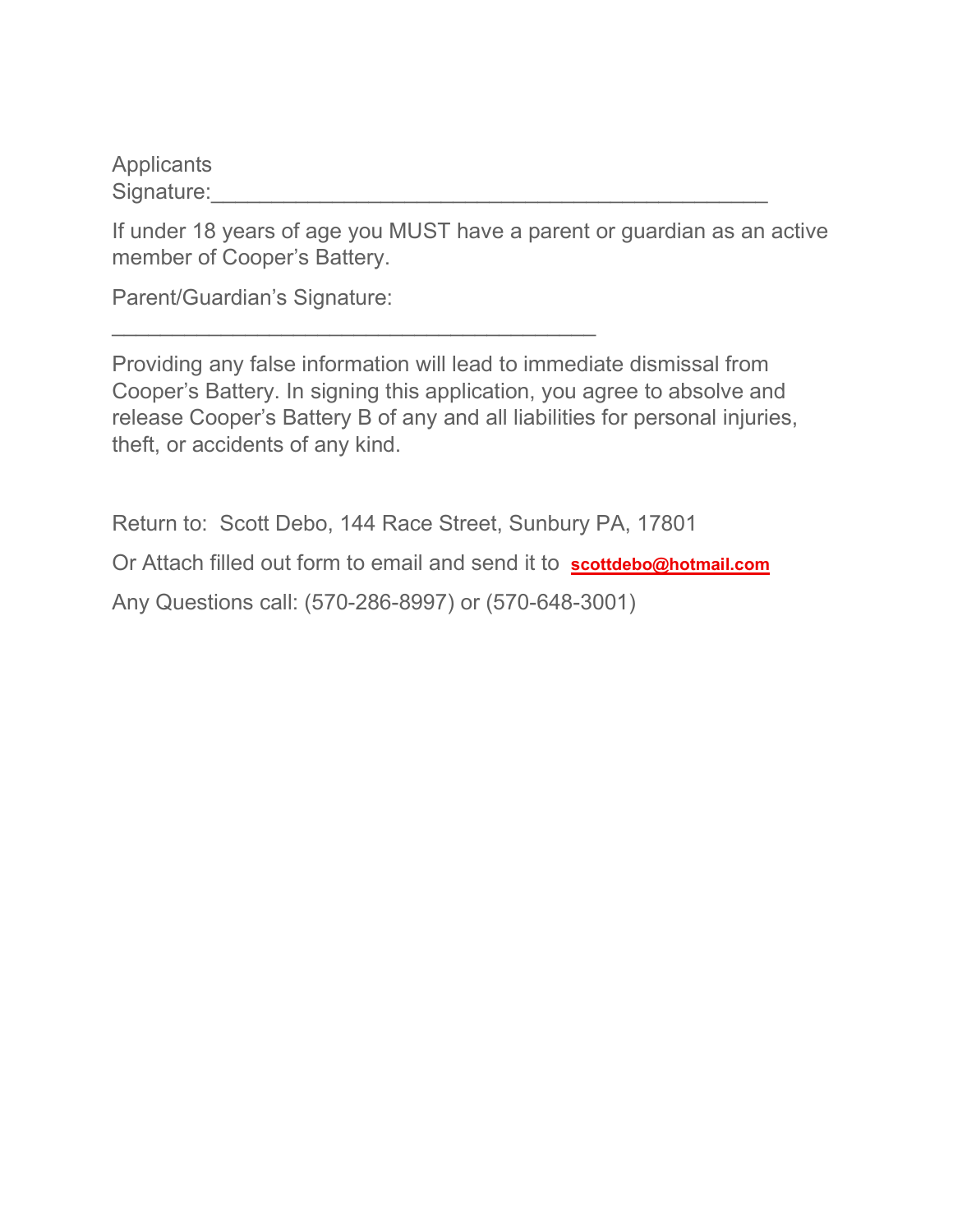Applicants
Signature:_______________________________________________

If under 18 years of age you MUST have a parent or guardian as an active member of Cooper's Battery.

Parent/Guardian's Signature:
________________________________________

Providing any false information will lead to immediate dismissal from Cooper's Battery. In signing this application, you agree to absolve and release Cooper's Battery B of any and all liabilities for personal injuries, theft, or accidents of any kind.

Return to: Scott Debo, 144 Race Street, Sunbury PA, 17801

Or Attach filled out form to email and send it to **scottdebo@hotmail.com**

Any Questions call: (570-286-8997) or (570-648-3001)